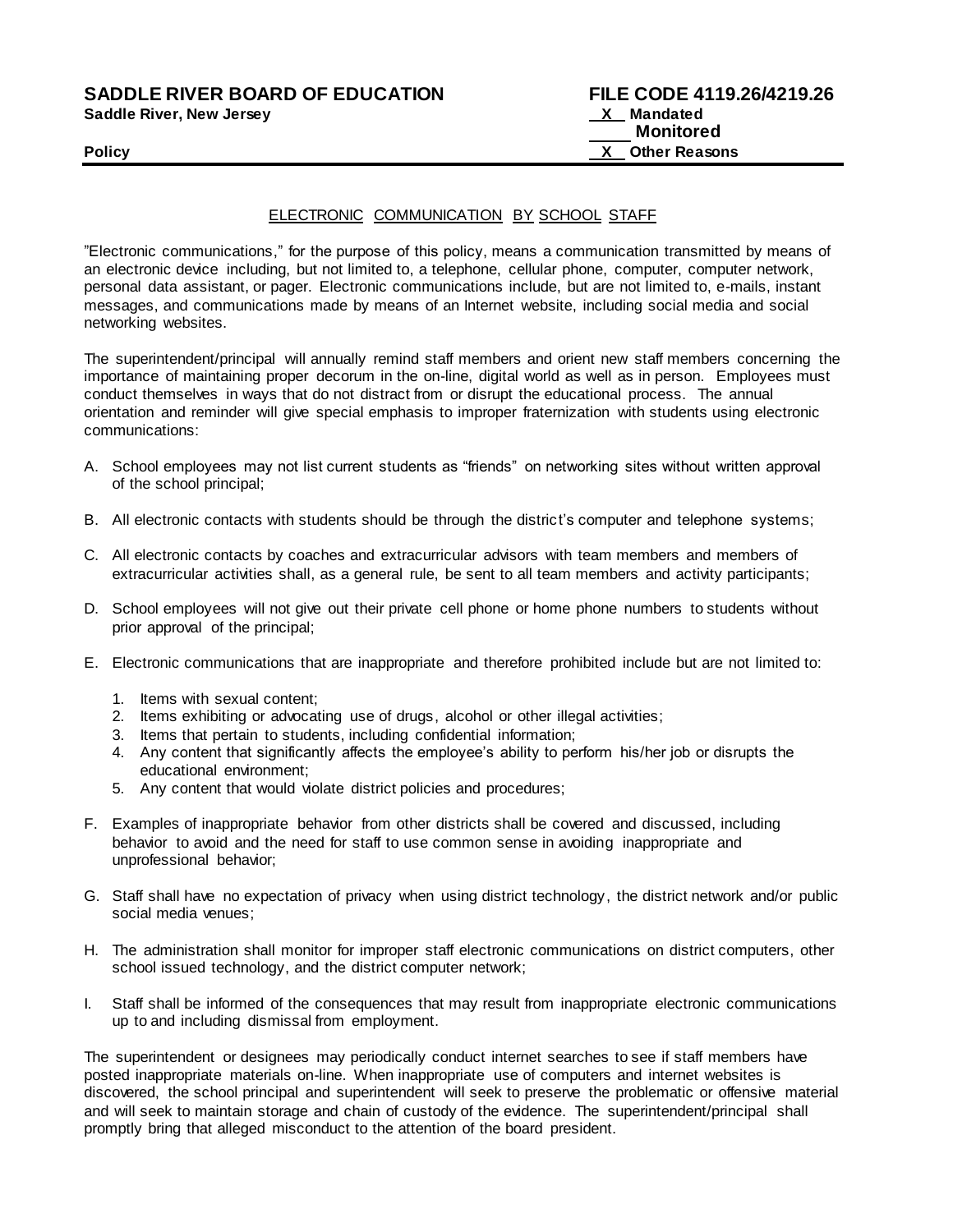**SADDLE RIVER BOARD OF EDUCATION** **FILE CODE 4119.26/4219.26**
**Saddle River, New Jersey**

X Mandated
\_\_\_ Monitored
X Other Reasons

**Policy**

---

## ELECTRONIC COMMUNICATION BY SCHOOL STAFF

"Electronic communications," for the purpose of this policy, means a communication transmitted by means of an electronic device including, but not limited to, a telephone, cellular phone, computer, computer network, personal data assistant, or pager. Electronic communications include, but are not limited to, e-mails, instant messages, and communications made by means of an Internet website, including social media and social networking websites.

The superintendent/principal will annually remind staff members and orient new staff members concerning the importance of maintaining proper decorum in the on-line, digital world as well as in person. Employees must conduct themselves in ways that do not distract from or disrupt the educational process. The annual orientation and reminder will give special emphasis to improper fraternization with students using electronic communications:

A. School employees may not list current students as "friends" on networking sites without written approval of the school principal;

B. All electronic contacts with students should be through the district's computer and telephone systems;

C. All electronic contacts by coaches and extracurricular advisors with team members and members of extracurricular activities shall, as a general rule, be sent to all team members and activity participants;

D. School employees will not give out their private cell phone or home phone numbers to students without prior approval of the principal;

E. Electronic communications that are inappropriate and therefore prohibited include but are not limited to:

   1. Items with sexual content;
   2. Items exhibiting or advocating use of drugs, alcohol or other illegal activities;
   3. Items that pertain to students, including confidential information;
   4. Any content that significantly affects the employee's ability to perform his/her job or disrupts the educational environment;
   5. Any content that would violate district policies and procedures;

F. Examples of inappropriate behavior from other districts shall be covered and discussed, including behavior to avoid and the need for staff to use common sense in avoiding inappropriate and unprofessional behavior;

G. Staff shall have no expectation of privacy when using district technology, the district network and/or public social media venues;

H. The administration shall monitor for improper staff electronic communications on district computers, other school issued technology, and the district computer network;

I. Staff shall be informed of the consequences that may result from inappropriate electronic communications up to and including dismissal from employment.

The superintendent or designees may periodically conduct internet searches to see if staff members have posted inappropriate materials on-line. When inappropriate use of computers and internet websites is discovered, the school principal and superintendent will seek to preserve the problematic or offensive material and will seek to maintain storage and chain of custody of the evidence. The superintendent/principal shall promptly bring that alleged misconduct to the attention of the board president.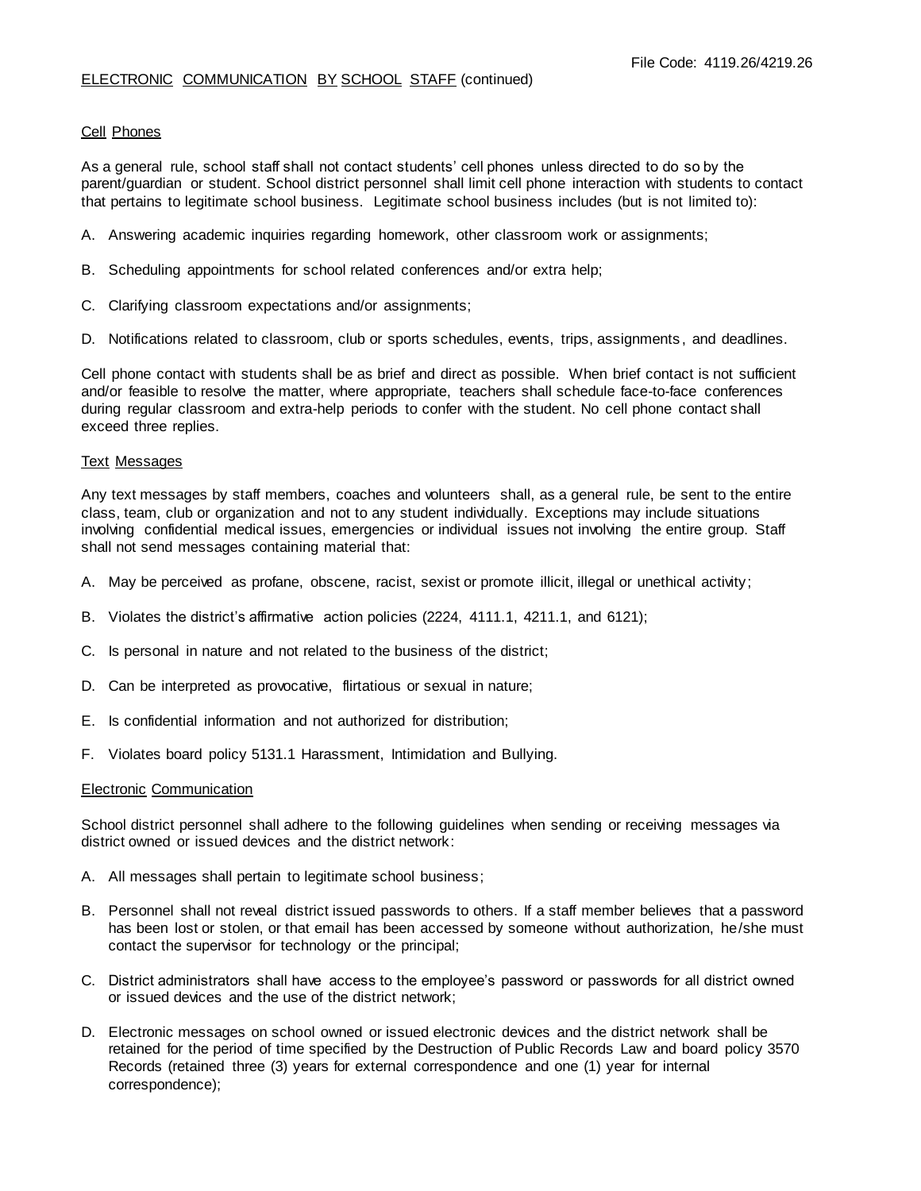## Cell Phones

As a general rule, school staff shall not contact students' cell phones unless directed to do so by the parent/guardian or student. School district personnel shall limit cell phone interaction with students to contact that pertains to legitimate school business. Legitimate school business includes (but is not limited to):

A. Answering academic inquiries regarding homework, other classroom work or assignments;

B. Scheduling appointments for school related conferences and/or extra help;

C. Clarifying classroom expectations and/or assignments;

D. Notifications related to classroom, club or sports schedules, events, trips, assignments, and deadlines.

Cell phone contact with students shall be as brief and direct as possible. When brief contact is not sufficient and/or feasible to resolve the matter, where appropriate, teachers shall schedule face-to-face conferences during regular classroom and extra-help periods to confer with the student. No cell phone contact shall exceed three replies.

## Text Messages

Any text messages by staff members, coaches and volunteers shall, as a general rule, be sent to the entire class, team, club or organization and not to any student individually. Exceptions may include situations involving confidential medical issues, emergencies or individual issues not involving the entire group. Staff shall not send messages containing material that:

A. May be perceived as profane, obscene, racist, sexist or promote illicit, illegal or unethical activity;

B. Violates the district's affirmative action policies (2224, 4111.1, 4211.1, and 6121);

C. Is personal in nature and not related to the business of the district;

D. Can be interpreted as provocative, flirtatious or sexual in nature;

E. Is confidential information and not authorized for distribution;

F. Violates board policy 5131.1 Harassment, Intimidation and Bullying.

## Electronic Communication

School district personnel shall adhere to the following guidelines when sending or receiving messages via district owned or issued devices and the district network:

A. All messages shall pertain to legitimate school business;

B. Personnel shall not reveal district issued passwords to others. If a staff member believes that a password has been lost or stolen, or that email has been accessed by someone without authorization, he/she must contact the supervisor for technology or the principal;

C. District administrators shall have access to the employee's password or passwords for all district owned or issued devices and the use of the district network;

D. Electronic messages on school owned or issued electronic devices and the district network shall be retained for the period of time specified by the Destruction of Public Records Law and board policy 3570 Records (retained three (3) years for external correspondence and one (1) year for internal correspondence);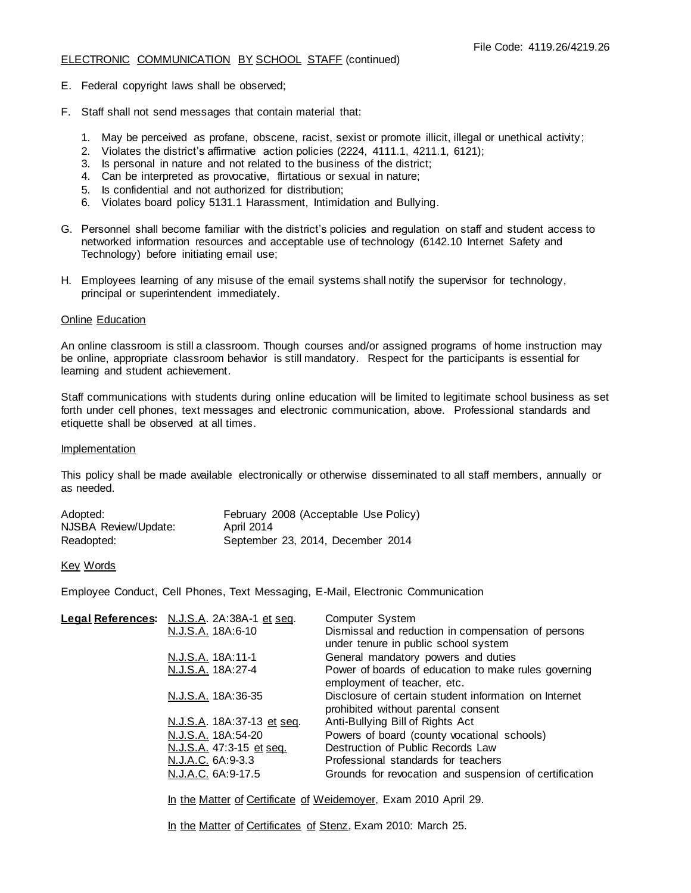E. Federal copyright laws shall be observed;

F. Staff shall not send messages that contain material that:

   1. May be perceived as profane, obscene, racist, sexist or promote illicit, illegal or unethical activity;
   2. Violates the district's affirmative action policies (2224, 4111.1, 4211.1, 6121);
   3. Is personal in nature and not related to the business of the district;
   4. Can be interpreted as provocative, flirtatious or sexual in nature;
   5. Is confidential and not authorized for distribution;
   6. Violates board policy 5131.1 Harassment, Intimidation and Bullying.

G. Personnel shall become familiar with the district's policies and regulation on staff and student access to networked information resources and acceptable use of technology (6142.10 Internet Safety and Technology) before initiating email use;

H. Employees learning of any misuse of the email systems shall notify the supervisor for technology, principal or superintendent immediately.

## Online Education

An online classroom is still a classroom. Though courses and/or assigned programs of home instruction may be online, appropriate classroom behavior is still mandatory. Respect for the participants is essential for learning and student achievement.

Staff communications with students during online education will be limited to legitimate school business as set forth under cell phones, text messages and electronic communication, above. Professional standards and etiquette shall be observed at all times.

## Implementation

This policy shall be made available electronically or otherwise disseminated to all staff members, annually or as needed.

| | |
|---|---|
| Adopted: | February 2008 (Acceptable Use Policy) |
| NJSBA Review/Update: | April 2014 |
| Readopted: | September 23, 2014, December 2014 |

## Key Words

Employee Conduct, Cell Phones, Text Messaging, E-Mail, Electronic Communication

**Legal References:**

| | |
|---|---|
| N.J.S.A. 2A:38A-1 et seq. | Computer System |
| N.J.S.A. 18A:6-10 | Dismissal and reduction in compensation of persons under tenure in public school system |
| N.J.S.A. 18A:11-1 | General mandatory powers and duties |
| N.J.S.A. 18A:27-4 | Power of boards of education to make rules governing employment of teacher, etc. |
| N.J.S.A. 18A:36-35 | Disclosure of certain student information on Internet prohibited without parental consent |
| N.J.S.A. 18A:37-13 et seq. | Anti-Bullying Bill of Rights Act |
| N.J.S.A. 18A:54-20 | Powers of board (county vocational schools) |
| N.J.S.A. 47:3-15 et seq. | Destruction of Public Records Law |
| N.J.A.C. 6A:9-3.3 | Professional standards for teachers |
| N.J.A.C. 6A:9-17.5 | Grounds for revocation and suspension of certification |

In the Matter of Certificate of Weidemoyer, Exam 2010 April 29.

In the Matter of Certificates of Stenz, Exam 2010: March 25.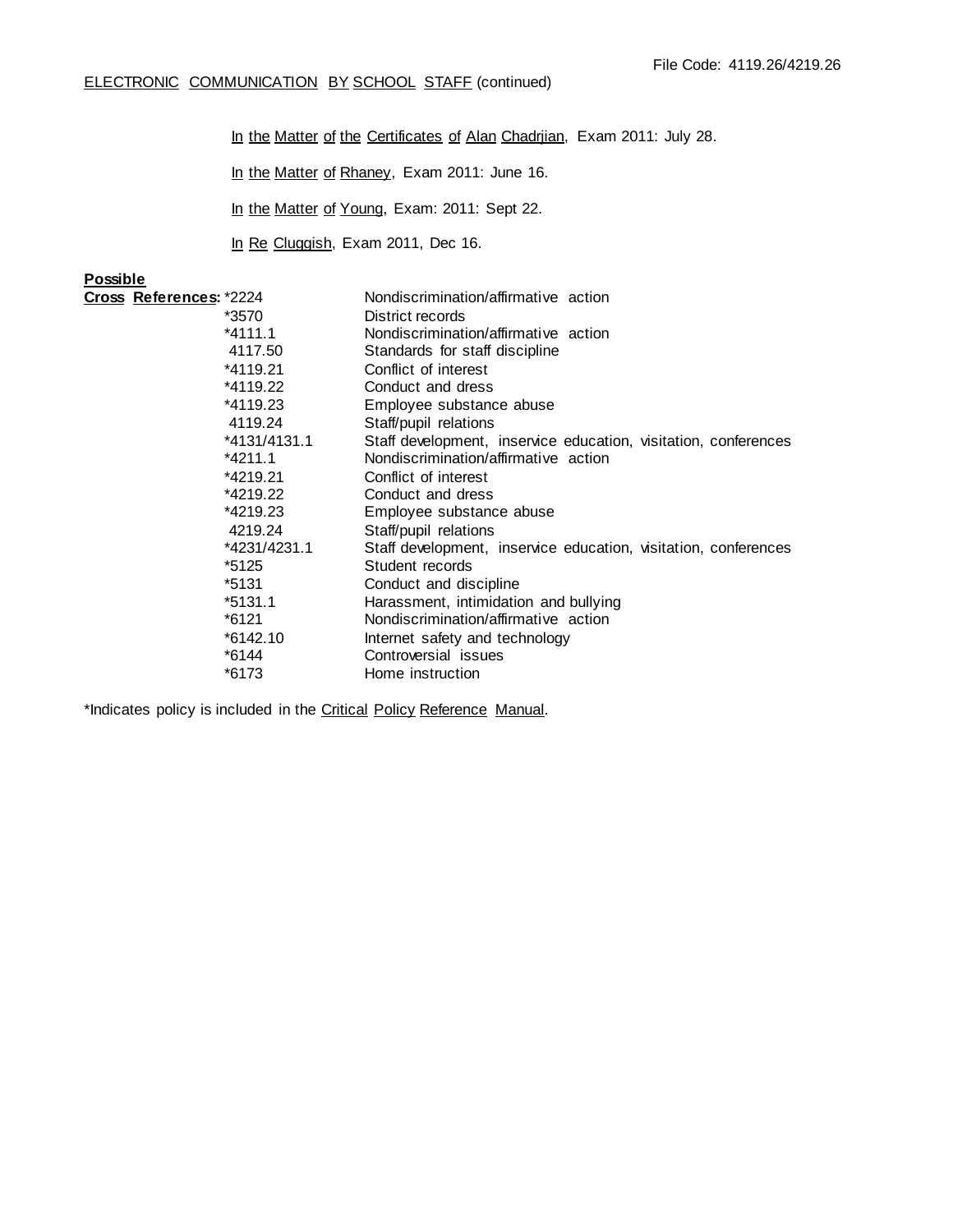In the Matter of the Certificates of Alan Chadrjian, Exam 2011: July 28.

In the Matter of Rhaney, Exam 2011: June 16.

In the Matter of Young, Exam: 2011: Sept 22.

In Re Cluggish, Exam 2011, Dec 16.

**Possible Cross References:**

| | |
|---|---|
| *2224 | Nondiscrimination/affirmative action |
| *3570 | District records |
| *4111.1 | Nondiscrimination/affirmative action |
| 4117.50 | Standards for staff discipline |
| *4119.21 | Conflict of interest |
| *4119.22 | Conduct and dress |
| *4119.23 | Employee substance abuse |
| 4119.24 | Staff/pupil relations |
| *4131/4131.1 | Staff development, inservice education, visitation, conferences |
| *4211.1 | Nondiscrimination/affirmative action |
| *4219.21 | Conflict of interest |
| *4219.22 | Conduct and dress |
| *4219.23 | Employee substance abuse |
| 4219.24 | Staff/pupil relations |
| *4231/4231.1 | Staff development, inservice education, visitation, conferences |
| *5125 | Student records |
| *5131 | Conduct and discipline |
| *5131.1 | Harassment, intimidation and bullying |
| *6121 | Nondiscrimination/affirmative action |
| *6142.10 | Internet safety and technology |
| *6144 | Controversial issues |
| *6173 | Home instruction |

*Indicates policy is included in the Critical Policy Reference Manual.